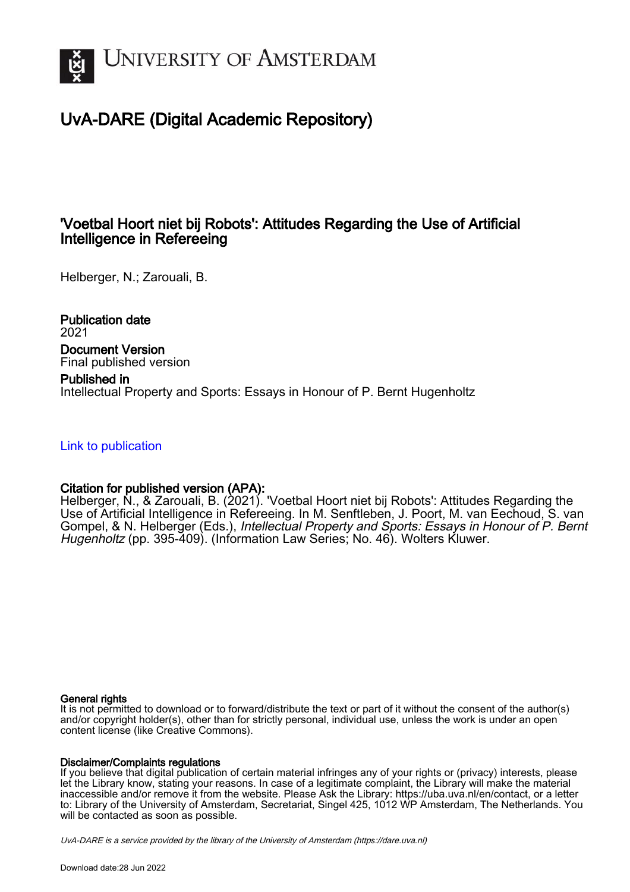# University of Amsterdam

## UvA-DARE (Digital Academic Repository)

### 'Voetbal Hoort niet bij Robots': Attitudes Regarding the Use of Artificial Intelligence in Refereeing

Helberger, N.; Zarouali, B.

**Publication date**
2021

**Document Version**
Final published version

**Published in**
Intellectual Property and Sports: Essays in Honour of P. Bernt Hugenholtz

Link to publication

**Citation for published version (APA):**
Helberger, N., & Zarouali, B. (2021). 'Voetbal Hoort niet bij Robots': Attitudes Regarding the Use of Artificial Intelligence in Refereeing. In M. Senftleben, J. Poort, M. van Eechoud, S. van Gompel, & N. Helberger (Eds.), *Intellectual Property and Sports: Essays in Honour of P. Bernt Hugenholtz* (pp. 395-409). (Information Law Series; No. 46). Wolters Kluwer.

**General rights**
It is not permitted to download or to forward/distribute the text or part of it without the consent of the author(s) and/or copyright holder(s), other than for strictly personal, individual use, unless the work is under an open content license (like Creative Commons).

**Disclaimer/Complaints regulations**
If you believe that digital publication of certain material infringes any of your rights or (privacy) interests, please let the Library know, stating your reasons. In case of a legitimate complaint, the Library will make the material inaccessible and/or remove it from the website. Please Ask the Library: https://uba.uva.nl/en/contact, or a letter to: Library of the University of Amsterdam, Secretariat, Singel 425, 1012 WP Amsterdam, The Netherlands. You will be contacted as soon as possible.

UvA-DARE is a service provided by the library of the University of Amsterdam (https://dare.uva.nl)

Download date:28 Jun 2022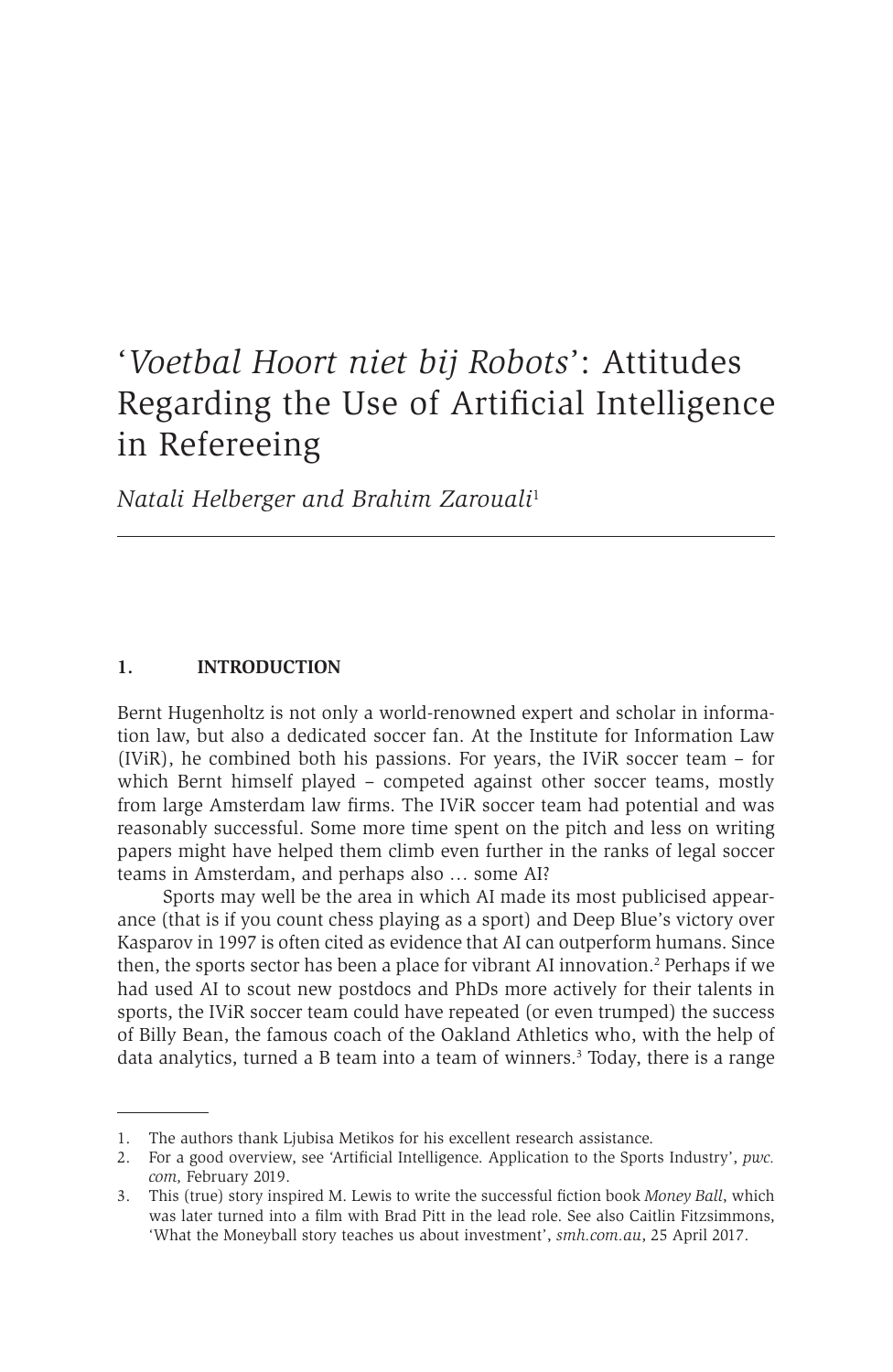# '*Voetbal Hoort niet bij Robots*': Attitudes Regarding the Use of Artificial Intelligence in Refereeing

*Natali Helberger and Brahim Zarouali*[1]

## 1. INTRODUCTION

Bernt Hugenholtz is not only a world-renowned expert and scholar in information law, but also a dedicated soccer fan. At the Institute for Information Law (IViR), he combined both his passions. For years, the IViR soccer team – for which Bernt himself played – competed against other soccer teams, mostly from large Amsterdam law firms. The IViR soccer team had potential and was reasonably successful. Some more time spent on the pitch and less on writing papers might have helped them climb even further in the ranks of legal soccer teams in Amsterdam, and perhaps also … some AI?

Sports may well be the area in which AI made its most publicised appearance (that is if you count chess playing as a sport) and Deep Blue's victory over Kasparov in 1997 is often cited as evidence that AI can outperform humans. Since then, the sports sector has been a place for vibrant AI innovation.[2] Perhaps if we had used AI to scout new postdocs and PhDs more actively for their talents in sports, the IViR soccer team could have repeated (or even trumped) the success of Billy Bean, the famous coach of the Oakland Athletics who, with the help of data analytics, turned a B team into a team of winners.[3] Today, there is a range

---

1. The authors thank Ljubisa Metikos for his excellent research assistance.
2. For a good overview, see 'Artificial Intelligence. Application to the Sports Industry', *pwc.com,* February 2019.
3. This (true) story inspired M. Lewis to write the successful fiction book *Money Ball*, which was later turned into a film with Brad Pitt in the lead role. See also Caitlin Fitzsimmons, 'What the Moneyball story teaches us about investment', *smh.com.au*, 25 April 2017.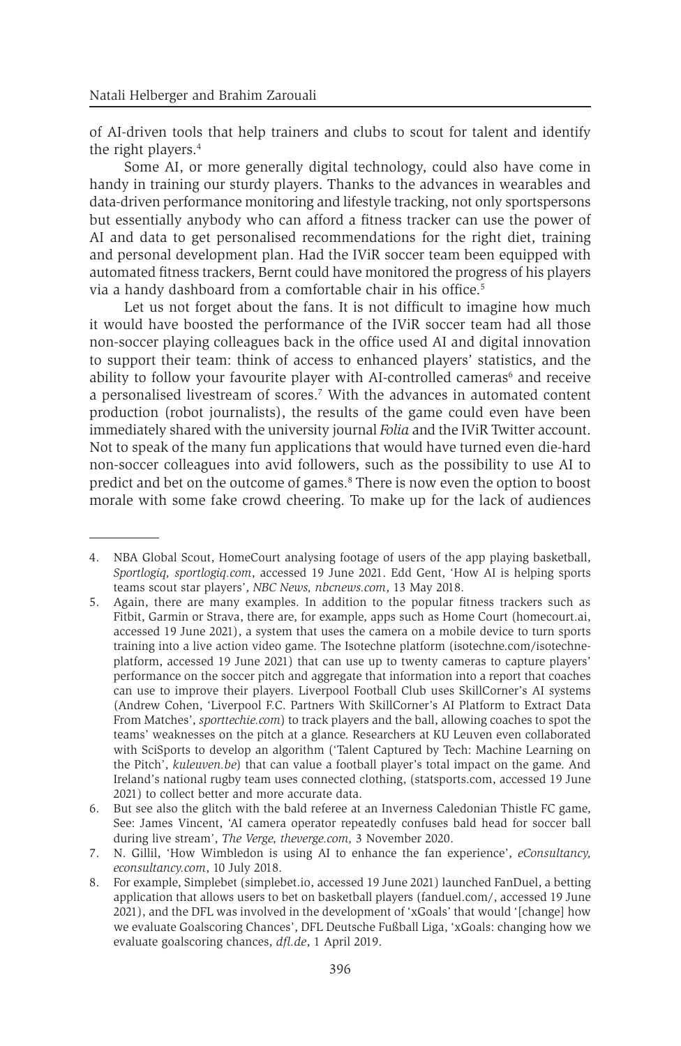of AI-driven tools that help trainers and clubs to scout for talent and identify the right players.[4]

Some AI, or more generally digital technology, could also have come in handy in training our sturdy players. Thanks to the advances in wearables and data-driven performance monitoring and lifestyle tracking, not only sportspersons but essentially anybody who can afford a fitness tracker can use the power of AI and data to get personalised recommendations for the right diet, training and personal development plan. Had the IViR soccer team been equipped with automated fitness trackers, Bernt could have monitored the progress of his players via a handy dashboard from a comfortable chair in his office.[5]

Let us not forget about the fans. It is not difficult to imagine how much it would have boosted the performance of the IViR soccer team had all those non-soccer playing colleagues back in the office used AI and digital innovation to support their team: think of access to enhanced players' statistics, and the ability to follow your favourite player with AI-controlled cameras[6] and receive a personalised livestream of scores.[7] With the advances in automated content production (robot journalists), the results of the game could even have been immediately shared with the university journal *Folia* and the IViR Twitter account. Not to speak of the many fun applications that would have turned even die-hard non-soccer colleagues into avid followers, such as the possibility to use AI to predict and bet on the outcome of games.[8] There is now even the option to boost morale with some fake crowd cheering. To make up for the lack of audiences

---

4. NBA Global Scout, HomeCourt analysing footage of users of the app playing basketball, *Sportlogiq, sportlogiq.com*, accessed 19 June 2021. Edd Gent, 'How AI is helping sports teams scout star players', *NBC News, nbcnews.com*, 13 May 2018.
5. Again, there are many examples. In addition to the popular fitness trackers such as Fitbit, Garmin or Strava, there are, for example, apps such as Home Court (homecourt.ai, accessed 19 June 2021), a system that uses the camera on a mobile device to turn sports training into a live action video game. The Isotechne platform (isotechne.com/isotechne-platform, accessed 19 June 2021) that can use up to twenty cameras to capture players' performance on the soccer pitch and aggregate that information into a report that coaches can use to improve their players. Liverpool Football Club uses SkillCorner's AI systems (Andrew Cohen, 'Liverpool F.C. Partners With SkillCorner's AI Platform to Extract Data From Matches', *sporttechie.com*) to track players and the ball, allowing coaches to spot the teams' weaknesses on the pitch at a glance. Researchers at KU Leuven even collaborated with SciSports to develop an algorithm ('Talent Captured by Tech: Machine Learning on the Pitch', *kuleuven.be*) that can value a football player's total impact on the game. And Ireland's national rugby team uses connected clothing, (statsports.com, accessed 19 June 2021) to collect better and more accurate data.
6. But see also the glitch with the bald referee at an Inverness Caledonian Thistle FC game, See: James Vincent, 'AI camera operator repeatedly confuses bald head for soccer ball during live stream', *The Verge, theverge.com,* 3 November 2020.
7. N. Gillil, 'How Wimbledon is using AI to enhance the fan experience', *eConsultancy, econsultancy.com*, 10 July 2018.
8. For example, Simplebet (simplebet.io, accessed 19 June 2021) launched FanDuel, a betting application that allows users to bet on basketball players (fanduel.com/, accessed 19 June 2021), and the DFL was involved in the development of 'xGoals' that would '[change] how we evaluate Goalscoring Chances', DFL Deutsche Fußball Liga, 'xGoals: changing how we evaluate goalscoring chances, *dfl.de*, 1 April 2019.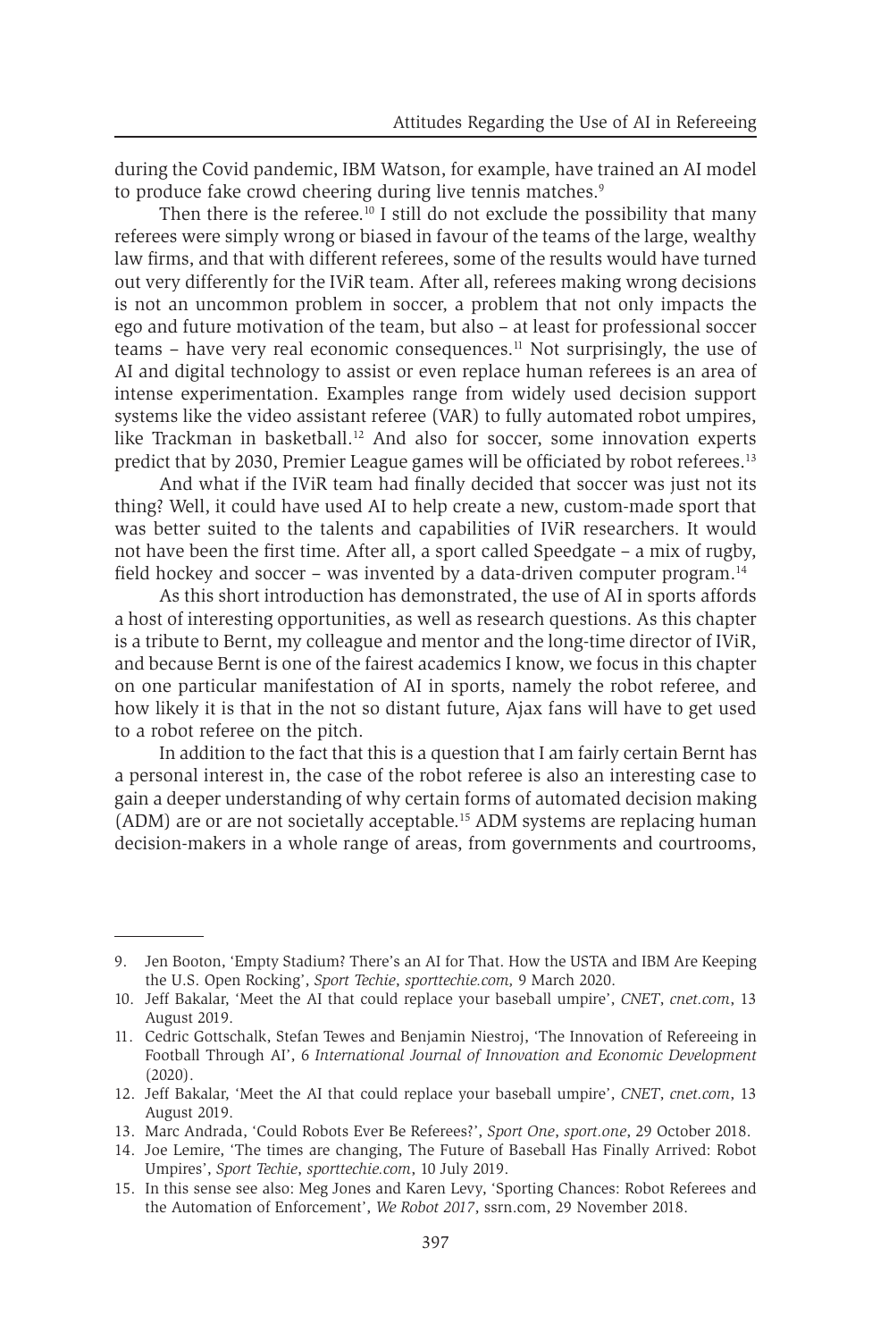during the Covid pandemic, IBM Watson, for example, have trained an AI model to produce fake crowd cheering during live tennis matches.[9]

Then there is the referee.[10] I still do not exclude the possibility that many referees were simply wrong or biased in favour of the teams of the large, wealthy law firms, and that with different referees, some of the results would have turned out very differently for the IViR team. After all, referees making wrong decisions is not an uncommon problem in soccer, a problem that not only impacts the ego and future motivation of the team, but also – at least for professional soccer teams – have very real economic consequences.[11] Not surprisingly, the use of AI and digital technology to assist or even replace human referees is an area of intense experimentation. Examples range from widely used decision support systems like the video assistant referee (VAR) to fully automated robot umpires, like Trackman in basketball.[12] And also for soccer, some innovation experts predict that by 2030, Premier League games will be officiated by robot referees.[13]

And what if the IViR team had finally decided that soccer was just not its thing? Well, it could have used AI to help create a new, custom-made sport that was better suited to the talents and capabilities of IViR researchers. It would not have been the first time. After all, a sport called Speedgate – a mix of rugby, field hockey and soccer – was invented by a data-driven computer program.[14]

As this short introduction has demonstrated, the use of AI in sports affords a host of interesting opportunities, as well as research questions. As this chapter is a tribute to Bernt, my colleague and mentor and the long-time director of IViR, and because Bernt is one of the fairest academics I know, we focus in this chapter on one particular manifestation of AI in sports, namely the robot referee, and how likely it is that in the not so distant future, Ajax fans will have to get used to a robot referee on the pitch.

In addition to the fact that this is a question that I am fairly certain Bernt has a personal interest in, the case of the robot referee is also an interesting case to gain a deeper understanding of why certain forms of automated decision making (ADM) are or are not societally acceptable.[15] ADM systems are replacing human decision-makers in a whole range of areas, from governments and courtrooms,

---

9. Jen Booton, 'Empty Stadium? There's an AI for That. How the USTA and IBM Are Keeping the U.S. Open Rocking', *Sport Techie*, *sporttechie.com,* 9 March 2020.
10. Jeff Bakalar, 'Meet the AI that could replace your baseball umpire', *CNET*, *cnet.com*, 13 August 2019.
11. Cedric Gottschalk, Stefan Tewes and Benjamin Niestroj, 'The Innovation of Refereeing in Football Through AI', 6 *International Journal of Innovation and Economic Development* (2020).
12. Jeff Bakalar, 'Meet the AI that could replace your baseball umpire', *CNET*, *cnet.com*, 13 August 2019.
13. Marc Andrada, 'Could Robots Ever Be Referees?', *Sport One*, *sport.one*, 29 October 2018.
14. Joe Lemire, 'The times are changing, The Future of Baseball Has Finally Arrived: Robot Umpires', *Sport Techie*, *sporttechie.com*, 10 July 2019.
15. In this sense see also: Meg Jones and Karen Levy, 'Sporting Chances: Robot Referees and the Automation of Enforcement', *We Robot 2017*, ssrn.com, 29 November 2018.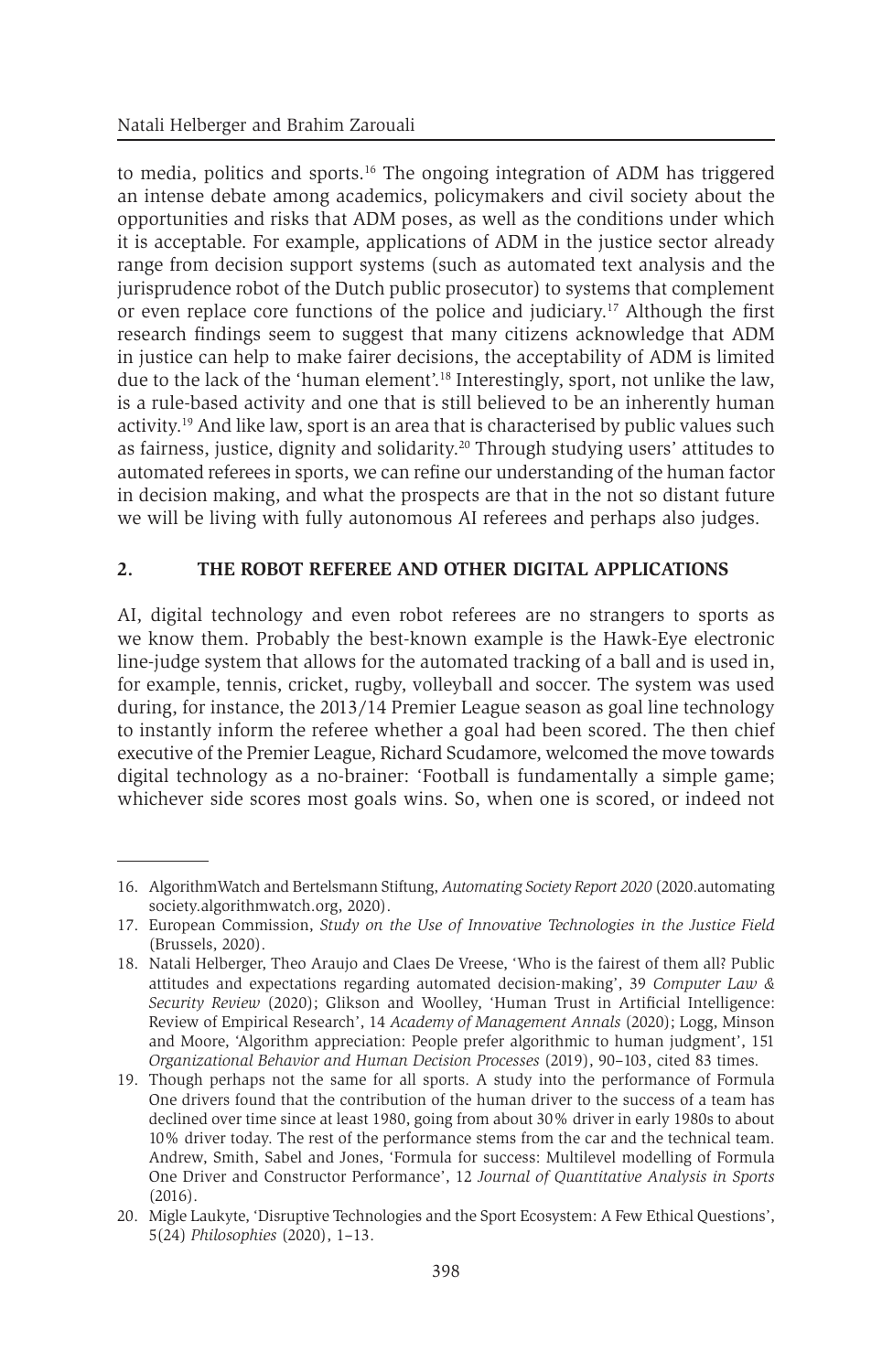to media, politics and sports.[16] The ongoing integration of ADM has triggered an intense debate among academics, policymakers and civil society about the opportunities and risks that ADM poses, as well as the conditions under which it is acceptable. For example, applications of ADM in the justice sector already range from decision support systems (such as automated text analysis and the jurisprudence robot of the Dutch public prosecutor) to systems that complement or even replace core functions of the police and judiciary.[17] Although the first research findings seem to suggest that many citizens acknowledge that ADM in justice can help to make fairer decisions, the acceptability of ADM is limited due to the lack of the 'human element'.[18] Interestingly, sport, not unlike the law, is a rule-based activity and one that is still believed to be an inherently human activity.[19] And like law, sport is an area that is characterised by public values such as fairness, justice, dignity and solidarity.[20] Through studying users' attitudes to automated referees in sports, we can refine our understanding of the human factor in decision making, and what the prospects are that in the not so distant future we will be living with fully autonomous AI referees and perhaps also judges.

## 2. THE ROBOT REFEREE AND OTHER DIGITAL APPLICATIONS

AI, digital technology and even robot referees are no strangers to sports as we know them. Probably the best-known example is the Hawk-Eye electronic line-judge system that allows for the automated tracking of a ball and is used in, for example, tennis, cricket, rugby, volleyball and soccer. The system was used during, for instance, the 2013/14 Premier League season as goal line technology to instantly inform the referee whether a goal had been scored. The then chief executive of the Premier League, Richard Scudamore, welcomed the move towards digital technology as a no-brainer: 'Football is fundamentally a simple game; whichever side scores most goals wins. So, when one is scored, or indeed not

---

16. AlgorithmWatch and Bertelsmann Stiftung, *Automating Society Report 2020* (2020.automatingsociety.algorithmwatch.org, 2020).
17. European Commission, *Study on the Use of Innovative Technologies in the Justice Field* (Brussels, 2020).
18. Natali Helberger, Theo Araujo and Claes De Vreese, 'Who is the fairest of them all? Public attitudes and expectations regarding automated decision-making', 39 *Computer Law & Security Review* (2020); Glikson and Woolley, 'Human Trust in Artificial Intelligence: Review of Empirical Research', 14 *Academy of Management Annals* (2020); Logg, Minson and Moore, 'Algorithm appreciation: People prefer algorithmic to human judgment', 151 *Organizational Behavior and Human Decision Processes* (2019), 90–103, cited 83 times.
19. Though perhaps not the same for all sports. A study into the performance of Formula One drivers found that the contribution of the human driver to the success of a team has declined over time since at least 1980, going from about 30% driver in early 1980s to about 10% driver today. The rest of the performance stems from the car and the technical team. Andrew, Smith, Sabel and Jones, 'Formula for success: Multilevel modelling of Formula One Driver and Constructor Performance', 12 *Journal of Quantitative Analysis in Sports* (2016).
20. Migle Laukyte, 'Disruptive Technologies and the Sport Ecosystem: A Few Ethical Questions', 5(24) *Philosophies* (2020), 1–13.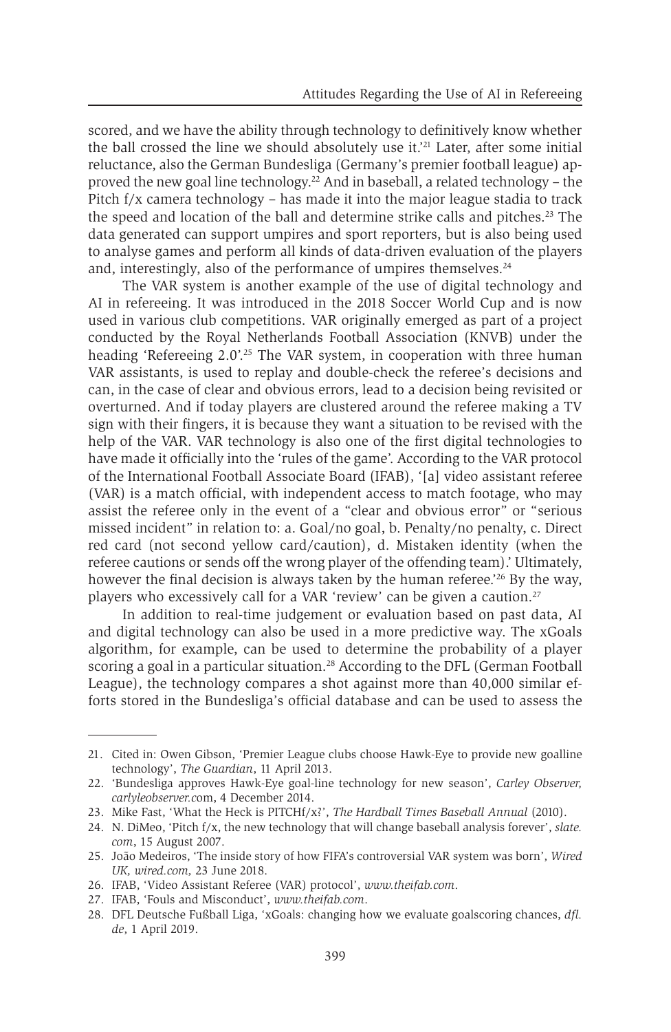scored, and we have the ability through technology to definitively know whether the ball crossed the line we should absolutely use it.'[21] Later, after some initial reluctance, also the German Bundesliga (Germany's premier football league) approved the new goal line technology.[22] And in baseball, a related technology – the Pitch f/x camera technology – has made it into the major league stadia to track the speed and location of the ball and determine strike calls and pitches.[23] The data generated can support umpires and sport reporters, but is also being used to analyse games and perform all kinds of data-driven evaluation of the players and, interestingly, also of the performance of umpires themselves.[24]

The VAR system is another example of the use of digital technology and AI in refereeing. It was introduced in the 2018 Soccer World Cup and is now used in various club competitions. VAR originally emerged as part of a project conducted by the Royal Netherlands Football Association (KNVB) under the heading 'Refereeing 2.0'.[25] The VAR system, in cooperation with three human VAR assistants, is used to replay and double-check the referee's decisions and can, in the case of clear and obvious errors, lead to a decision being revisited or overturned. And if today players are clustered around the referee making a TV sign with their fingers, it is because they want a situation to be revised with the help of the VAR. VAR technology is also one of the first digital technologies to have made it officially into the 'rules of the game'. According to the VAR protocol of the International Football Associate Board (IFAB), '[a] video assistant referee (VAR) is a match official, with independent access to match footage, who may assist the referee only in the event of a "clear and obvious error" or "serious missed incident" in relation to: a. Goal/no goal, b. Penalty/no penalty, c. Direct red card (not second yellow card/caution), d. Mistaken identity (when the referee cautions or sends off the wrong player of the offending team).' Ultimately, however the final decision is always taken by the human referee.'[26] By the way, players who excessively call for a VAR 'review' can be given a caution.[27]

In addition to real-time judgement or evaluation based on past data, AI and digital technology can also be used in a more predictive way. The xGoals algorithm, for example, can be used to determine the probability of a player scoring a goal in a particular situation.[28] According to the DFL (German Football League), the technology compares a shot against more than 40,000 similar efforts stored in the Bundesliga's official database and can be used to assess the

---

21. Cited in: Owen Gibson, 'Premier League clubs choose Hawk-Eye to provide new goalline technology', *The Guardian*, 11 April 2013.
22. 'Bundesliga approves Hawk-Eye goal-line technology for new season', *Carley Observer, carlyleobserver.c*om, 4 December 2014.
23. Mike Fast, 'What the Heck is PITCHf/x?', *The Hardball Times Baseball Annual* (2010).
24. N. DiMeo, 'Pitch f/x, the new technology that will change baseball analysis forever', *slate.com*, 15 August 2007.
25. João Medeiros, 'The inside story of how FIFA's controversial VAR system was born', *Wired UK, wired.com,* 23 June 2018.
26. IFAB, 'Video Assistant Referee (VAR) protocol', *www.theifab.com*.
27. IFAB, 'Fouls and Misconduct', *www.theifab.com*.
28. DFL Deutsche Fußball Liga, 'xGoals: changing how we evaluate goalscoring chances, *dfl.de*, 1 April 2019.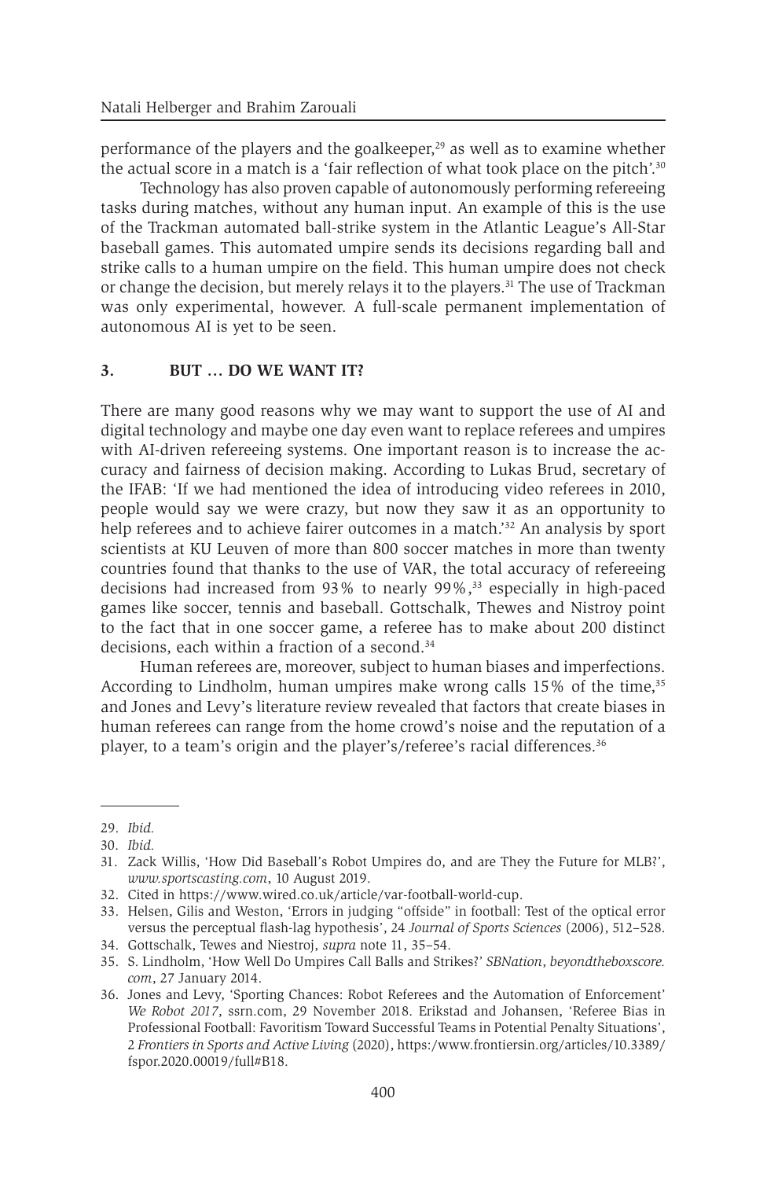performance of the players and the goalkeeper,[29] as well as to examine whether the actual score in a match is a 'fair reflection of what took place on the pitch'.[30]

Technology has also proven capable of autonomously performing refereeing tasks during matches, without any human input. An example of this is the use of the Trackman automated ball-strike system in the Atlantic League's All-Star baseball games. This automated umpire sends its decisions regarding ball and strike calls to a human umpire on the field. This human umpire does not check or change the decision, but merely relays it to the players.[31] The use of Trackman was only experimental, however. A full-scale permanent implementation of autonomous AI is yet to be seen.

## 3. BUT … DO WE WANT IT?

There are many good reasons why we may want to support the use of AI and digital technology and maybe one day even want to replace referees and umpires with AI-driven refereeing systems. One important reason is to increase the accuracy and fairness of decision making. According to Lukas Brud, secretary of the IFAB: 'If we had mentioned the idea of introducing video referees in 2010, people would say we were crazy, but now they saw it as an opportunity to help referees and to achieve fairer outcomes in a match.'[32] An analysis by sport scientists at KU Leuven of more than 800 soccer matches in more than twenty countries found that thanks to the use of VAR, the total accuracy of refereeing decisions had increased from 93% to nearly 99%,[33] especially in high-paced games like soccer, tennis and baseball. Gottschalk, Thewes and Nistroy point to the fact that in one soccer game, a referee has to make about 200 distinct decisions, each within a fraction of a second.[34]

Human referees are, moreover, subject to human biases and imperfections. According to Lindholm, human umpires make wrong calls 15% of the time,[35] and Jones and Levy's literature review revealed that factors that create biases in human referees can range from the home crowd's noise and the reputation of a player, to a team's origin and the player's/referee's racial differences.[36]

---

29. *Ibid.*
30. *Ibid.*
31. Zack Willis, 'How Did Baseball's Robot Umpires do, and are They the Future for MLB?', *www.sportscasting.com*, 10 August 2019.
32. Cited in https://www.wired.co.uk/article/var-football-world-cup.
33. Helsen, Gilis and Weston, 'Errors in judging "offside" in football: Test of the optical error versus the perceptual flash-lag hypothesis', 24 *Journal of Sports Sciences* (2006), 512–528.
34. Gottschalk, Tewes and Niestroj, *supra* note 11, 35–54.
35. S. Lindholm, 'How Well Do Umpires Call Balls and Strikes?' *SBNation*, *beyondtheboxscore.com*, 27 January 2014.
36. Jones and Levy, 'Sporting Chances: Robot Referees and the Automation of Enforcement' *We Robot 2017*, ssrn.com, 29 November 2018. Erikstad and Johansen, 'Referee Bias in Professional Football: Favoritism Toward Successful Teams in Potential Penalty Situations', 2 *Frontiers in Sports and Active Living* (2020), https:/www.frontiersin.org/articles/10.3389/fspor.2020.00019/full#B18.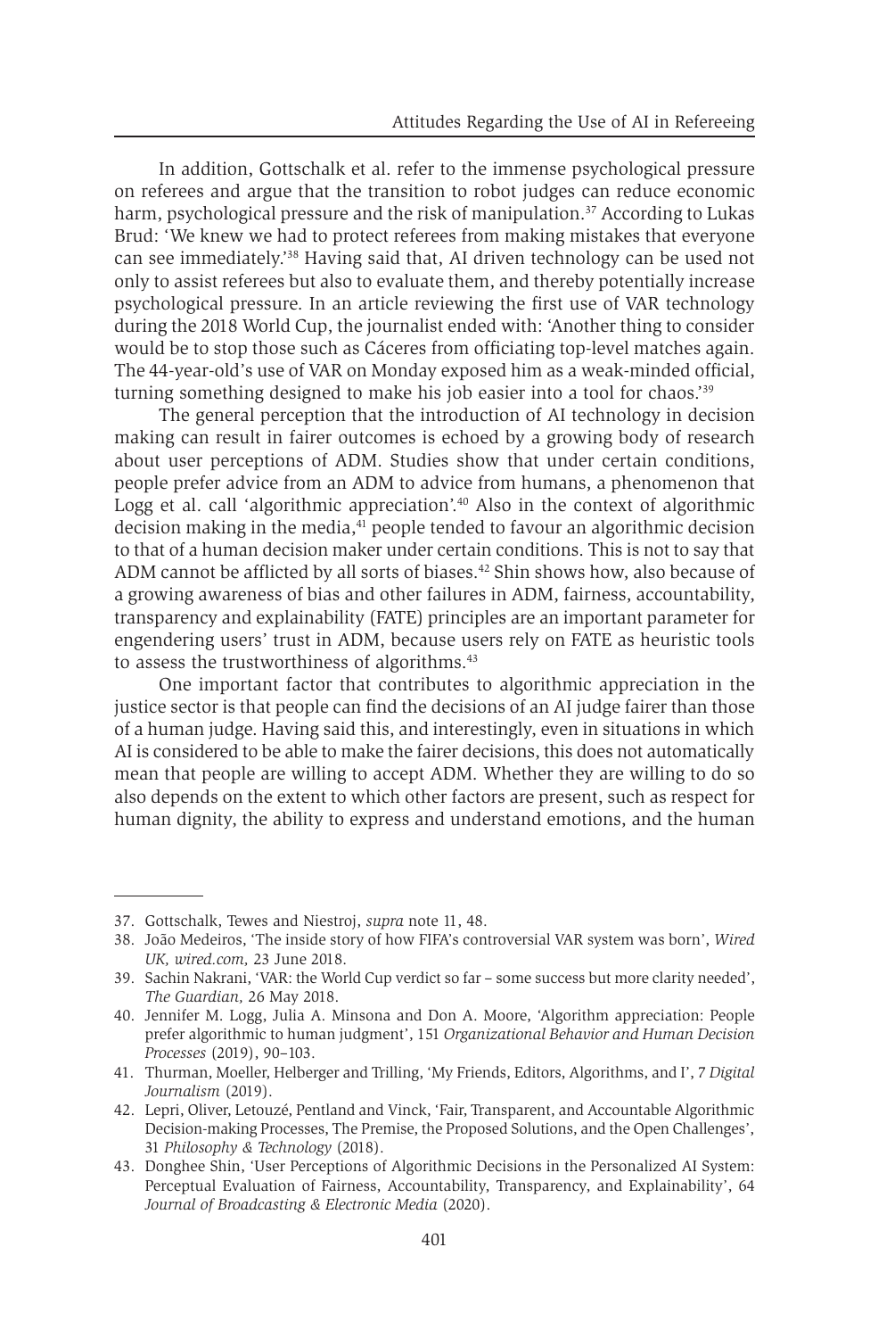In addition, Gottschalk et al. refer to the immense psychological pressure on referees and argue that the transition to robot judges can reduce economic harm, psychological pressure and the risk of manipulation.[37] According to Lukas Brud: 'We knew we had to protect referees from making mistakes that everyone can see immediately.'[38] Having said that, AI driven technology can be used not only to assist referees but also to evaluate them, and thereby potentially increase psychological pressure. In an article reviewing the first use of VAR technology during the 2018 World Cup, the journalist ended with: 'Another thing to consider would be to stop those such as Cáceres from officiating top-level matches again. The 44-year-old's use of VAR on Monday exposed him as a weak-minded official, turning something designed to make his job easier into a tool for chaos.'[39]

The general perception that the introduction of AI technology in decision making can result in fairer outcomes is echoed by a growing body of research about user perceptions of ADM. Studies show that under certain conditions, people prefer advice from an ADM to advice from humans, a phenomenon that Logg et al. call 'algorithmic appreciation'.[40] Also in the context of algorithmic decision making in the media,[41] people tended to favour an algorithmic decision to that of a human decision maker under certain conditions. This is not to say that ADM cannot be afflicted by all sorts of biases.[42] Shin shows how, also because of a growing awareness of bias and other failures in ADM, fairness, accountability, transparency and explainability (FATE) principles are an important parameter for engendering users' trust in ADM, because users rely on FATE as heuristic tools to assess the trustworthiness of algorithms.[43]

One important factor that contributes to algorithmic appreciation in the justice sector is that people can find the decisions of an AI judge fairer than those of a human judge. Having said this, and interestingly, even in situations in which AI is considered to be able to make the fairer decisions, this does not automatically mean that people are willing to accept ADM. Whether they are willing to do so also depends on the extent to which other factors are present, such as respect for human dignity, the ability to express and understand emotions, and the human

---

37. Gottschalk, Tewes and Niestroj, *supra* note 11, 48.
38. João Medeiros, 'The inside story of how FIFA's controversial VAR system was born', *Wired UK, wired.com,* 23 June 2018.
39. Sachin Nakrani, 'VAR: the World Cup verdict so far – some success but more clarity needed', *The Guardian,* 26 May 2018.
40. Jennifer M. Logg, Julia A. Minsona and Don A. Moore, 'Algorithm appreciation: People prefer algorithmic to human judgment', 151 *Organizational Behavior and Human Decision Processes* (2019), 90–103.
41. Thurman, Moeller, Helberger and Trilling, 'My Friends, Editors, Algorithms, and I', 7 *Digital Journalism* (2019).
42. Lepri, Oliver, Letouzé, Pentland and Vinck, 'Fair, Transparent, and Accountable Algorithmic Decision-making Processes, The Premise, the Proposed Solutions, and the Open Challenges', 31 *Philosophy & Technology* (2018).
43. Donghee Shin, 'User Perceptions of Algorithmic Decisions in the Personalized AI System: Perceptual Evaluation of Fairness, Accountability, Transparency, and Explainability', 64 *Journal of Broadcasting & Electronic Media* (2020).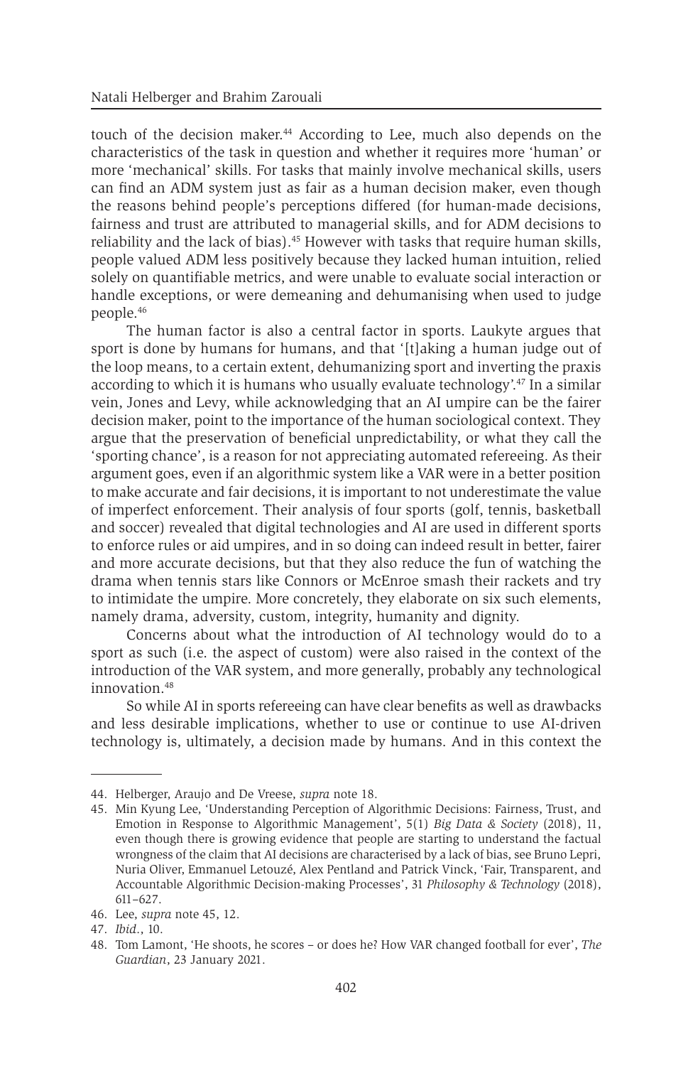touch of the decision maker.[44] According to Lee, much also depends on the characteristics of the task in question and whether it requires more 'human' or more 'mechanical' skills. For tasks that mainly involve mechanical skills, users can find an ADM system just as fair as a human decision maker, even though the reasons behind people's perceptions differed (for human-made decisions, fairness and trust are attributed to managerial skills, and for ADM decisions to reliability and the lack of bias).[45] However with tasks that require human skills, people valued ADM less positively because they lacked human intuition, relied solely on quantifiable metrics, and were unable to evaluate social interaction or handle exceptions, or were demeaning and dehumanising when used to judge people.[46]

The human factor is also a central factor in sports. Laukyte argues that sport is done by humans for humans, and that '[t]aking a human judge out of the loop means, to a certain extent, dehumanizing sport and inverting the praxis according to which it is humans who usually evaluate technology'.[47] In a similar vein, Jones and Levy, while acknowledging that an AI umpire can be the fairer decision maker, point to the importance of the human sociological context. They argue that the preservation of beneficial unpredictability, or what they call the 'sporting chance', is a reason for not appreciating automated refereeing. As their argument goes, even if an algorithmic system like a VAR were in a better position to make accurate and fair decisions, it is important to not underestimate the value of imperfect enforcement. Their analysis of four sports (golf, tennis, basketball and soccer) revealed that digital technologies and AI are used in different sports to enforce rules or aid umpires, and in so doing can indeed result in better, fairer and more accurate decisions, but that they also reduce the fun of watching the drama when tennis stars like Connors or McEnroe smash their rackets and try to intimidate the umpire. More concretely, they elaborate on six such elements, namely drama, adversity, custom, integrity, humanity and dignity.

Concerns about what the introduction of AI technology would do to a sport as such (i.e. the aspect of custom) were also raised in the context of the introduction of the VAR system, and more generally, probably any technological innovation.[48]

So while AI in sports refereeing can have clear benefits as well as drawbacks and less desirable implications, whether to use or continue to use AI-driven technology is, ultimately, a decision made by humans. And in this context the

---

44. Helberger, Araujo and De Vreese, *supra* note 18.
45. Min Kyung Lee, 'Understanding Perception of Algorithmic Decisions: Fairness, Trust, and Emotion in Response to Algorithmic Management', 5(1) *Big Data & Society* (2018), 11, even though there is growing evidence that people are starting to understand the factual wrongness of the claim that AI decisions are characterised by a lack of bias, see Bruno Lepri, Nuria Oliver, Emmanuel Letouzé, Alex Pentland and Patrick Vinck, 'Fair, Transparent, and Accountable Algorithmic Decision-making Processes', 31 *Philosophy & Technology* (2018), 611–627.
46. Lee, *supra* note 45, 12.
47. *Ibid*., 10.
48. Tom Lamont, 'He shoots, he scores – or does he? How VAR changed football for ever', *The Guardian*, 23 January 2021.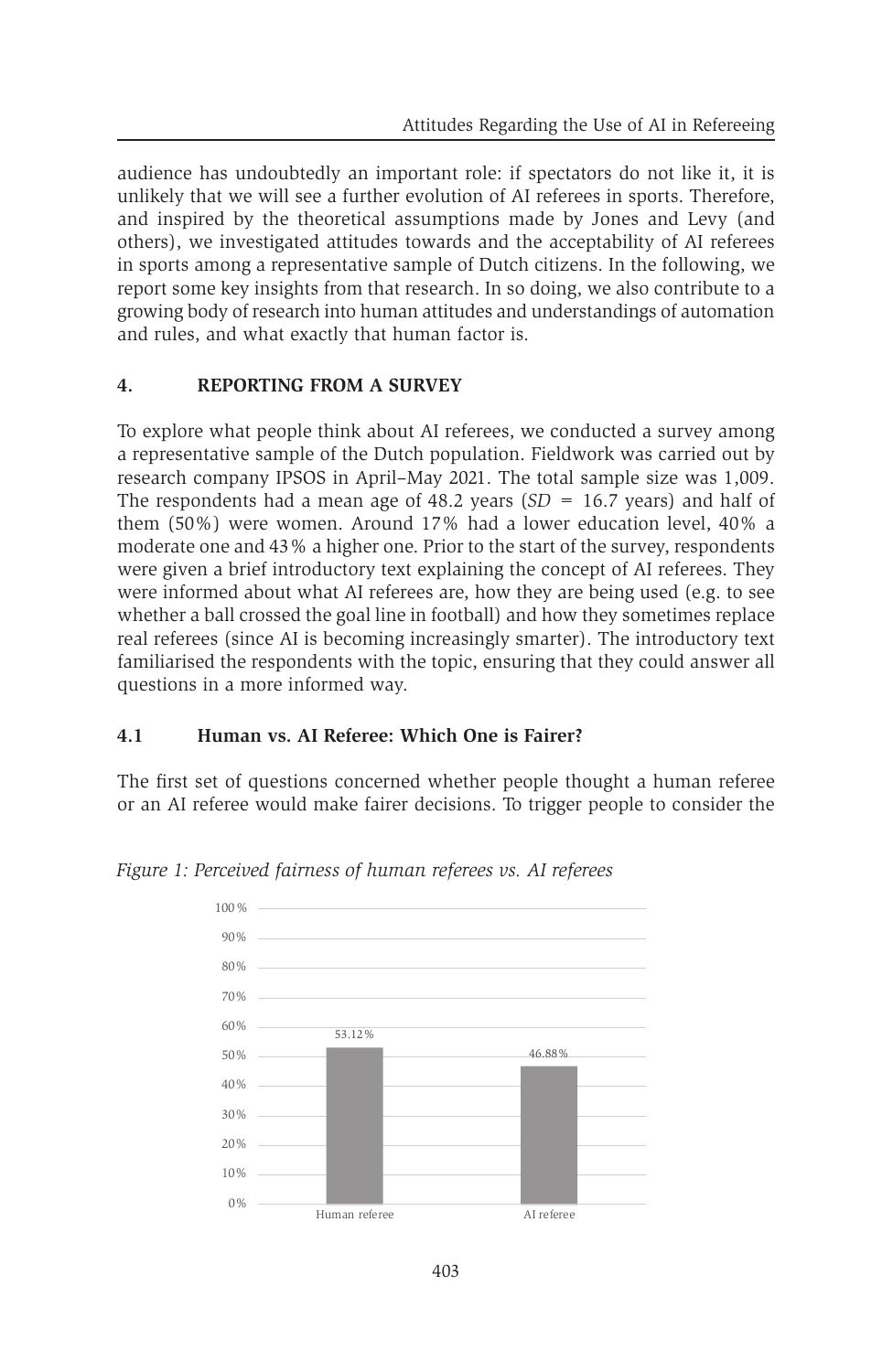audience has undoubtedly an important role: if spectators do not like it, it is unlikely that we will see a further evolution of AI referees in sports. Therefore, and inspired by the theoretical assumptions made by Jones and Levy (and others), we investigated attitudes towards and the acceptability of AI referees in sports among a representative sample of Dutch citizens. In the following, we report some key insights from that research. In so doing, we also contribute to a growing body of research into human attitudes and understandings of automation and rules, and what exactly that human factor is.

## 4. REPORTING FROM A SURVEY

To explore what people think about AI referees, we conducted a survey among a representative sample of the Dutch population. Fieldwork was carried out by research company IPSOS in April–May 2021. The total sample size was 1,009. The respondents had a mean age of 48.2 years (*SD* = 16.7 years) and half of them (50%) were women. Around 17% had a lower education level, 40% a moderate one and 43% a higher one. Prior to the start of the survey, respondents were given a brief introductory text explaining the concept of AI referees. They were informed about what AI referees are, how they are being used (e.g. to see whether a ball crossed the goal line in football) and how they sometimes replace real referees (since AI is becoming increasingly smarter). The introductory text familiarised the respondents with the topic, ensuring that they could answer all questions in a more informed way.

### 4.1 Human vs. AI Referee: Which One is Fairer?

The first set of questions concerned whether people thought a human referee or an AI referee would make fairer decisions. To trigger people to consider the

*Figure 1: Perceived fairness of human referees vs. AI referees*

| | Human referee | AI referee |
|---|---|---|
| Percentage | 53.12% | 46.88% |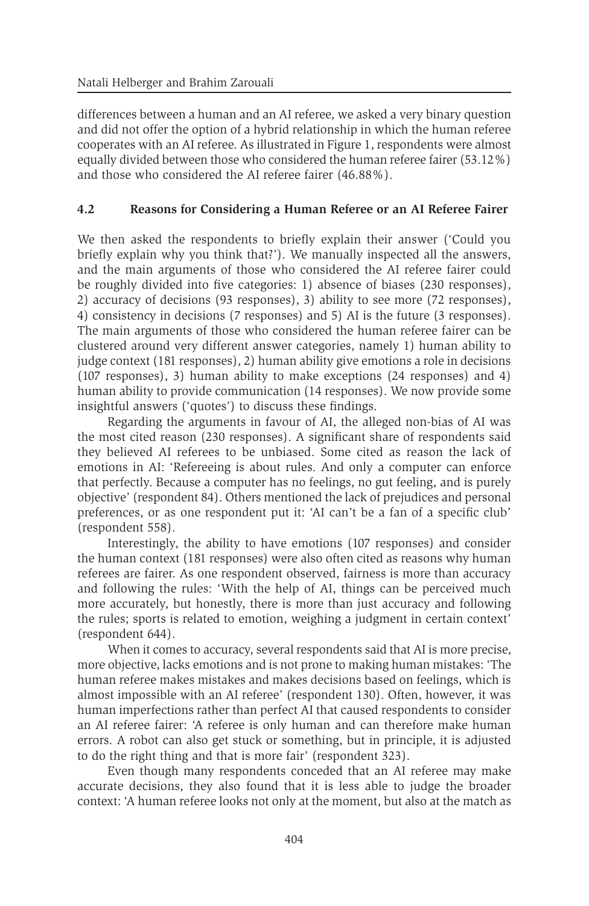differences between a human and an AI referee, we asked a very binary question and did not offer the option of a hybrid relationship in which the human referee cooperates with an AI referee. As illustrated in Figure 1, respondents were almost equally divided between those who considered the human referee fairer (53.12%) and those who considered the AI referee fairer (46.88%).

### 4.2 Reasons for Considering a Human Referee or an AI Referee Fairer

We then asked the respondents to briefly explain their answer ('Could you briefly explain why you think that?'). We manually inspected all the answers, and the main arguments of those who considered the AI referee fairer could be roughly divided into five categories: 1) absence of biases (230 responses), 2) accuracy of decisions (93 responses), 3) ability to see more (72 responses), 4) consistency in decisions (7 responses) and 5) AI is the future (3 responses). The main arguments of those who considered the human referee fairer can be clustered around very different answer categories, namely 1) human ability to judge context (181 responses), 2) human ability give emotions a role in decisions (107 responses), 3) human ability to make exceptions (24 responses) and 4) human ability to provide communication (14 responses). We now provide some insightful answers ('quotes') to discuss these findings.

Regarding the arguments in favour of AI, the alleged non-bias of AI was the most cited reason (230 responses). A significant share of respondents said they believed AI referees to be unbiased. Some cited as reason the lack of emotions in AI: 'Refereeing is about rules. And only a computer can enforce that perfectly. Because a computer has no feelings, no gut feeling, and is purely objective' (respondent 84). Others mentioned the lack of prejudices and personal preferences, or as one respondent put it: 'AI can't be a fan of a specific club' (respondent 558).

Interestingly, the ability to have emotions (107 responses) and consider the human context (181 responses) were also often cited as reasons why human referees are fairer. As one respondent observed, fairness is more than accuracy and following the rules: 'With the help of AI, things can be perceived much more accurately, but honestly, there is more than just accuracy and following the rules; sports is related to emotion, weighing a judgment in certain context' (respondent 644).

When it comes to accuracy, several respondents said that AI is more precise, more objective, lacks emotions and is not prone to making human mistakes: 'The human referee makes mistakes and makes decisions based on feelings, which is almost impossible with an AI referee' (respondent 130). Often, however, it was human imperfections rather than perfect AI that caused respondents to consider an AI referee fairer: 'A referee is only human and can therefore make human errors. A robot can also get stuck or something, but in principle, it is adjusted to do the right thing and that is more fair' (respondent 323).

Even though many respondents conceded that an AI referee may make accurate decisions, they also found that it is less able to judge the broader context: 'A human referee looks not only at the moment, but also at the match as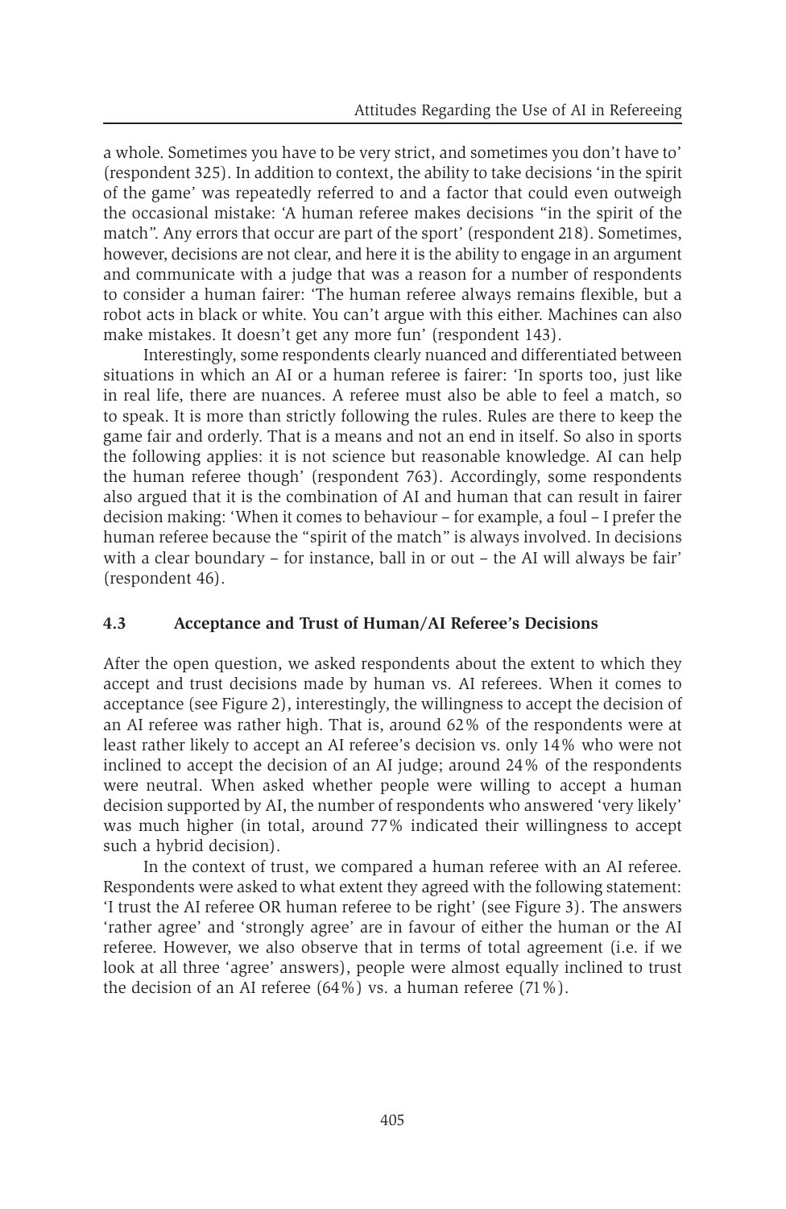a whole. Sometimes you have to be very strict, and sometimes you don't have to' (respondent 325). In addition to context, the ability to take decisions 'in the spirit of the game' was repeatedly referred to and a factor that could even outweigh the occasional mistake: 'A human referee makes decisions "in the spirit of the match". Any errors that occur are part of the sport' (respondent 218). Sometimes, however, decisions are not clear, and here it is the ability to engage in an argument and communicate with a judge that was a reason for a number of respondents to consider a human fairer: 'The human referee always remains flexible, but a robot acts in black or white. You can't argue with this either. Machines can also make mistakes. It doesn't get any more fun' (respondent 143).

Interestingly, some respondents clearly nuanced and differentiated between situations in which an AI or a human referee is fairer: 'In sports too, just like in real life, there are nuances. A referee must also be able to feel a match, so to speak. It is more than strictly following the rules. Rules are there to keep the game fair and orderly. That is a means and not an end in itself. So also in sports the following applies: it is not science but reasonable knowledge. AI can help the human referee though' (respondent 763). Accordingly, some respondents also argued that it is the combination of AI and human that can result in fairer decision making: 'When it comes to behaviour – for example, a foul – I prefer the human referee because the "spirit of the match" is always involved. In decisions with a clear boundary – for instance, ball in or out – the AI will always be fair' (respondent 46).

### 4.3 Acceptance and Trust of Human/AI Referee's Decisions

After the open question, we asked respondents about the extent to which they accept and trust decisions made by human vs. AI referees. When it comes to acceptance (see Figure 2), interestingly, the willingness to accept the decision of an AI referee was rather high. That is, around 62% of the respondents were at least rather likely to accept an AI referee's decision vs. only 14% who were not inclined to accept the decision of an AI judge; around 24% of the respondents were neutral. When asked whether people were willing to accept a human decision supported by AI, the number of respondents who answered 'very likely' was much higher (in total, around 77% indicated their willingness to accept such a hybrid decision).

In the context of trust, we compared a human referee with an AI referee. Respondents were asked to what extent they agreed with the following statement: 'I trust the AI referee OR human referee to be right' (see Figure 3). The answers 'rather agree' and 'strongly agree' are in favour of either the human or the AI referee. However, we also observe that in terms of total agreement (i.e. if we look at all three 'agree' answers), people were almost equally inclined to trust the decision of an AI referee (64%) vs. a human referee (71%).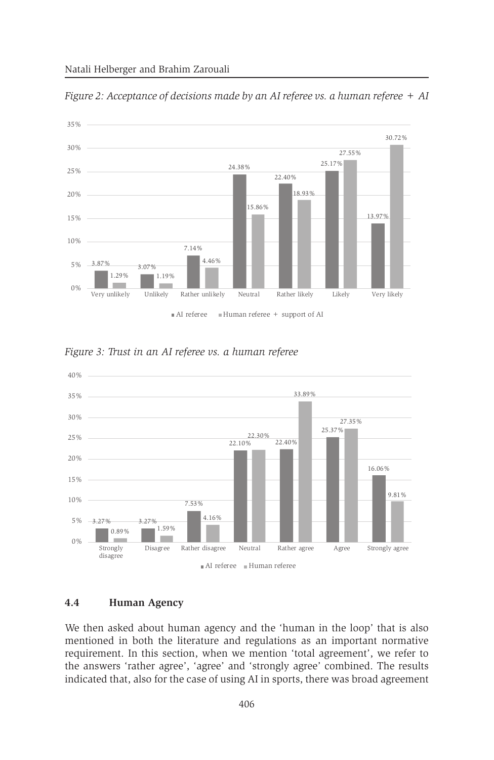*Figure 2: Acceptance of decisions made by an AI referee vs. a human referee + AI*

| | Very unlikely | Unlikely | Rather unlikely | Neutral | Rather likely | Likely | Very likely |
|---|---|---|---|---|---|---|---|
| AI referee | 3.87% | 3.07% | 7.14% | 24.38% | 22.40% | 25.17% | 13.97% |
| Human referee + support of AI | 1.29% | 1.19% | 4.46% | 15.86% | 18.93% | 27.55% | 30.72% |

*Figure 3: Trust in an AI referee vs. a human referee*

| | Strongly disagree | Disagree | Rather disagree | Neutral | Rather agree | Agree | Strongly agree |
|---|---|---|---|---|---|---|---|
| AI referee | 3.27% | 3.27% | 7.53% | 22.10% | 22.40% | 25.37% | 16.06% |
| Human referee | 0.89% | 1.59% | 4.16% | 22.30% | 33.89% | 27.35% | 9.81% |

### 4.4 Human Agency

We then asked about human agency and the 'human in the loop' that is also mentioned in both the literature and regulations as an important normative requirement. In this section, when we mention 'total agreement', we refer to the answers 'rather agree', 'agree' and 'strongly agree' combined. The results indicated that, also for the case of using AI in sports, there was broad agreement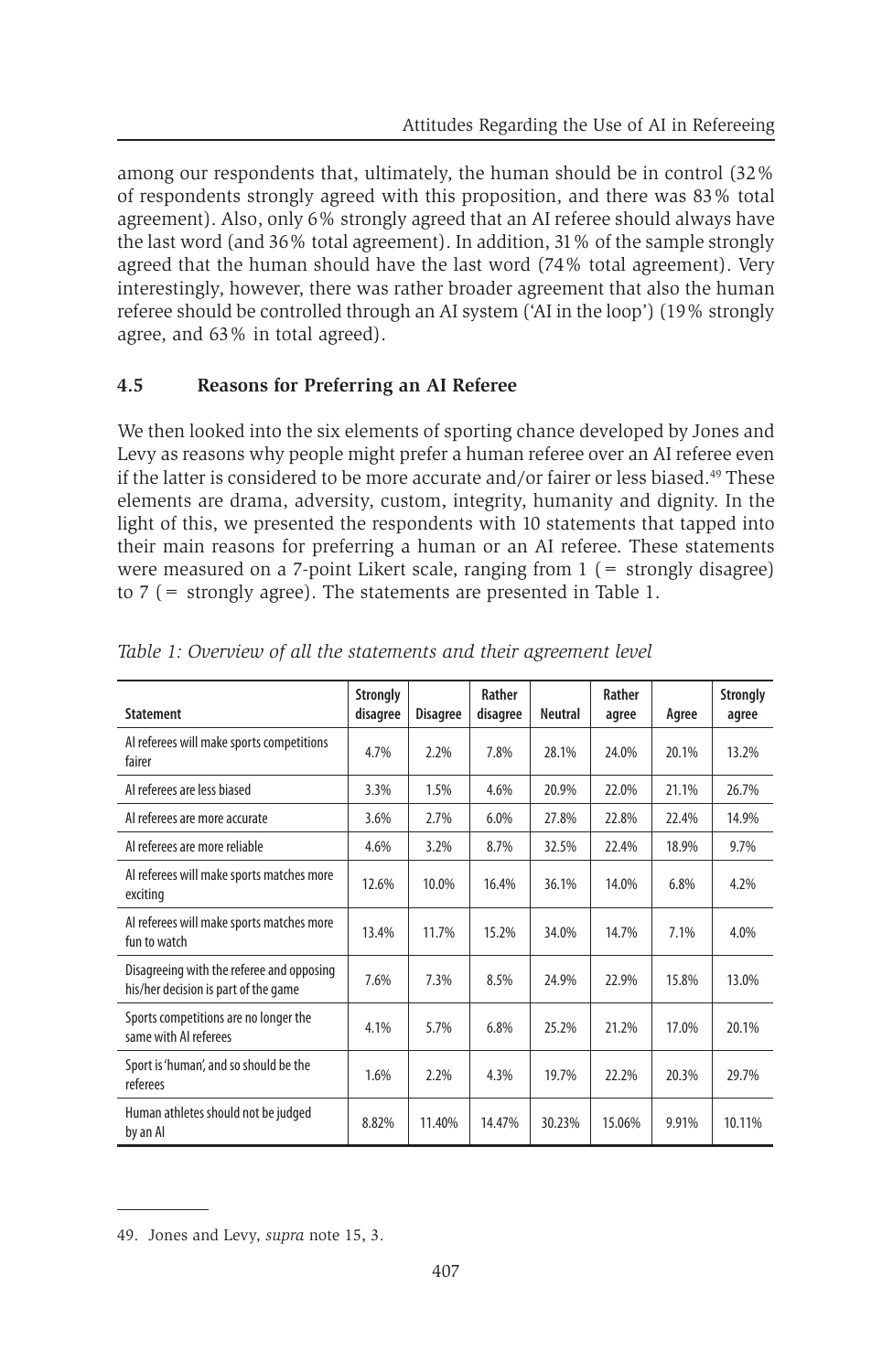among our respondents that, ultimately, the human should be in control (32% of respondents strongly agreed with this proposition, and there was 83% total agreement). Also, only 6% strongly agreed that an AI referee should always have the last word (and 36% total agreement). In addition, 31% of the sample strongly agreed that the human should have the last word (74% total agreement). Very interestingly, however, there was rather broader agreement that also the human referee should be controlled through an AI system ('AI in the loop') (19% strongly agree, and 63% in total agreed).

### 4.5 Reasons for Preferring an AI Referee

We then looked into the six elements of sporting chance developed by Jones and Levy as reasons why people might prefer a human referee over an AI referee even if the latter is considered to be more accurate and/or fairer or less biased.[49] These elements are drama, adversity, custom, integrity, humanity and dignity. In the light of this, we presented the respondents with 10 statements that tapped into their main reasons for preferring a human or an AI referee. These statements were measured on a 7-point Likert scale, ranging from 1 (= strongly disagree) to 7 (= strongly agree). The statements are presented in Table 1.

*Table 1: Overview of all the statements and their agreement level*

| Statement | Strongly disagree | Disagree | Rather disagree | Neutral | Rather agree | Agree | Strongly agree |
|---|---|---|---|---|---|---|---|
| AI referees will make sports competitions fairer | 4.7% | 2.2% | 7.8% | 28.1% | 24.0% | 20.1% | 13.2% |
| AI referees are less biased | 3.3% | 1.5% | 4.6% | 20.9% | 22.0% | 21.1% | 26.7% |
| AI referees are more accurate | 3.6% | 2.7% | 6.0% | 27.8% | 22.8% | 22.4% | 14.9% |
| AI referees are more reliable | 4.6% | 3.2% | 8.7% | 32.5% | 22.4% | 18.9% | 9.7% |
| AI referees will make sports matches more exciting | 12.6% | 10.0% | 16.4% | 36.1% | 14.0% | 6.8% | 4.2% |
| AI referees will make sports matches more fun to watch | 13.4% | 11.7% | 15.2% | 34.0% | 14.7% | 7.1% | 4.0% |
| Disagreeing with the referee and opposing his/her decision is part of the game | 7.6% | 7.3% | 8.5% | 24.9% | 22.9% | 15.8% | 13.0% |
| Sports competitions are no longer the same with AI referees | 4.1% | 5.7% | 6.8% | 25.2% | 21.2% | 17.0% | 20.1% |
| Sport is 'human', and so should be the referees | 1.6% | 2.2% | 4.3% | 19.7% | 22.2% | 20.3% | 29.7% |
| Human athletes should not be judged by an AI | 8.82% | 11.40% | 14.47% | 30.23% | 15.06% | 9.91% | 10.11% |

---

49. Jones and Levy, *supra* note 15, 3.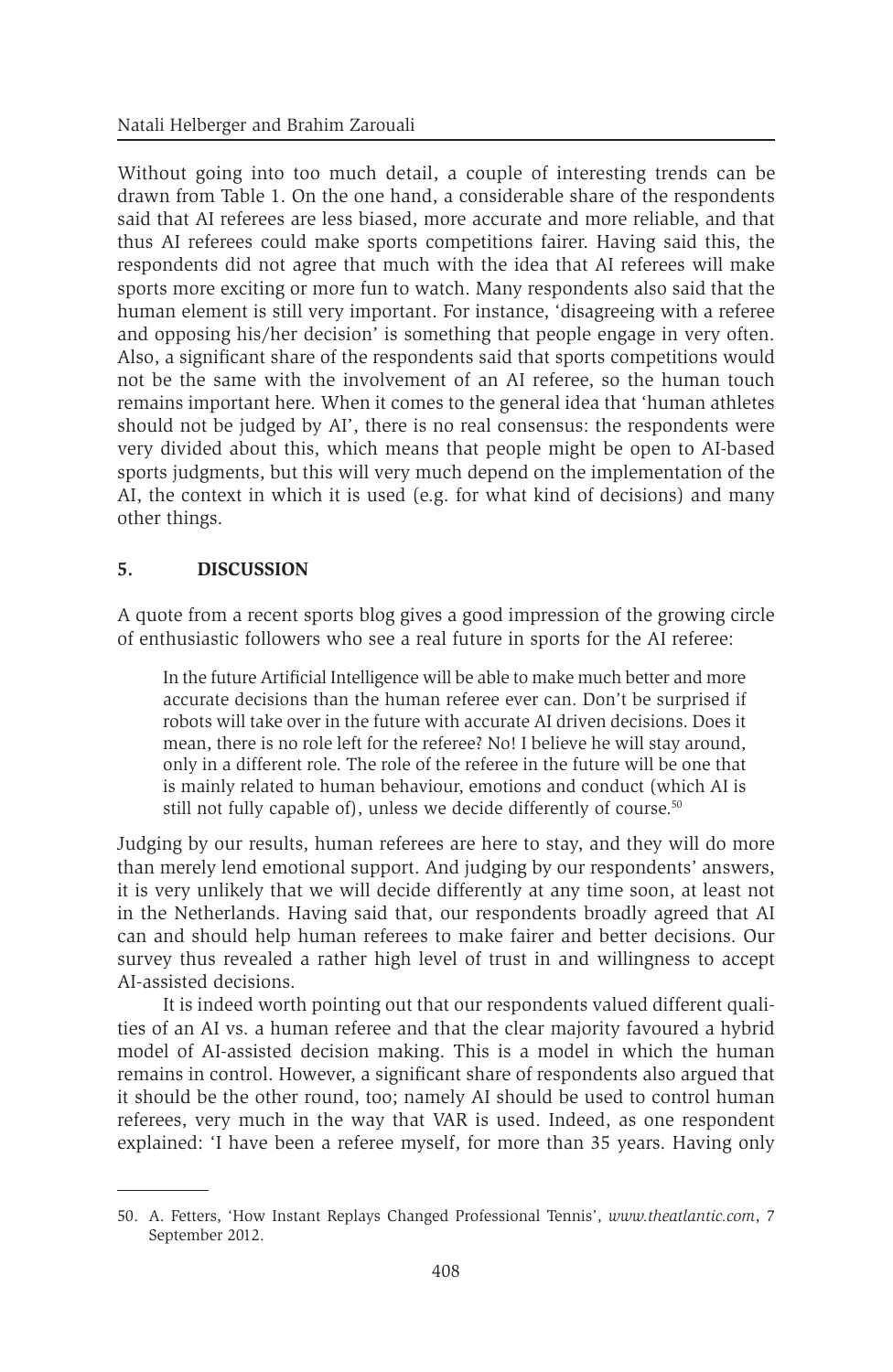Without going into too much detail, a couple of interesting trends can be drawn from Table 1. On the one hand, a considerable share of the respondents said that AI referees are less biased, more accurate and more reliable, and that thus AI referees could make sports competitions fairer. Having said this, the respondents did not agree that much with the idea that AI referees will make sports more exciting or more fun to watch. Many respondents also said that the human element is still very important. For instance, 'disagreeing with a referee and opposing his/her decision' is something that people engage in very often. Also, a significant share of the respondents said that sports competitions would not be the same with the involvement of an AI referee, so the human touch remains important here. When it comes to the general idea that 'human athletes should not be judged by AI', there is no real consensus: the respondents were very divided about this, which means that people might be open to AI-based sports judgments, but this will very much depend on the implementation of the AI, the context in which it is used (e.g. for what kind of decisions) and many other things.

## 5. DISCUSSION

A quote from a recent sports blog gives a good impression of the growing circle of enthusiastic followers who see a real future in sports for the AI referee:

> In the future Artificial Intelligence will be able to make much better and more accurate decisions than the human referee ever can. Don't be surprised if robots will take over in the future with accurate AI driven decisions. Does it mean, there is no role left for the referee? No! I believe he will stay around, only in a different role. The role of the referee in the future will be one that is mainly related to human behaviour, emotions and conduct (which AI is still not fully capable of), unless we decide differently of course.[50]

Judging by our results, human referees are here to stay, and they will do more than merely lend emotional support. And judging by our respondents' answers, it is very unlikely that we will decide differently at any time soon, at least not in the Netherlands. Having said that, our respondents broadly agreed that AI can and should help human referees to make fairer and better decisions. Our survey thus revealed a rather high level of trust in and willingness to accept AI-assisted decisions.

It is indeed worth pointing out that our respondents valued different qualities of an AI vs. a human referee and that the clear majority favoured a hybrid model of AI-assisted decision making. This is a model in which the human remains in control. However, a significant share of respondents also argued that it should be the other round, too; namely AI should be used to control human referees, very much in the way that VAR is used. Indeed, as one respondent explained: 'I have been a referee myself, for more than 35 years. Having only

---

50. A. Fetters, 'How Instant Replays Changed Professional Tennis', *www.theatlantic.com*, 7 September 2012.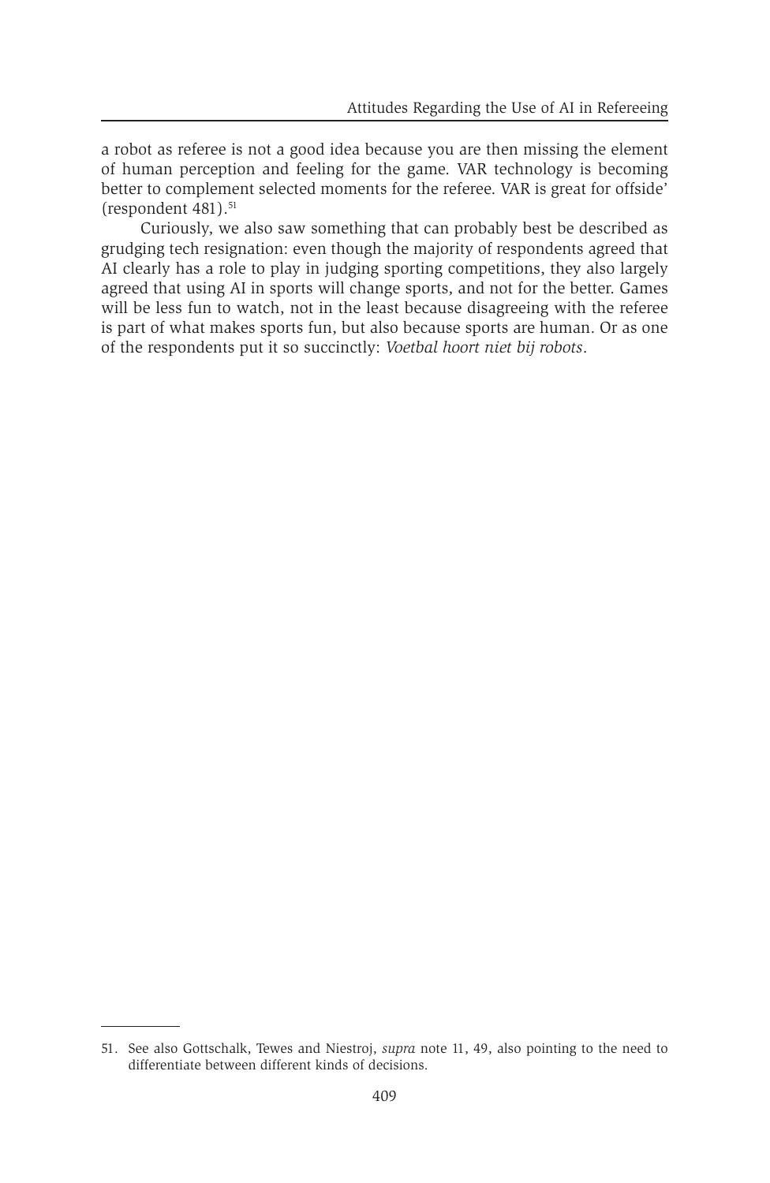a robot as referee is not a good idea because you are then missing the element of human perception and feeling for the game. VAR technology is becoming better to complement selected moments for the referee. VAR is great for offside' (respondent 481).[51]

Curiously, we also saw something that can probably best be described as grudging tech resignation: even though the majority of respondents agreed that AI clearly has a role to play in judging sporting competitions, they also largely agreed that using AI in sports will change sports, and not for the better. Games will be less fun to watch, not in the least because disagreeing with the referee is part of what makes sports fun, but also because sports are human. Or as one of the respondents put it so succinctly: *Voetbal hoort niet bij robots*.

---

51. See also Gottschalk, Tewes and Niestroj, *supra* note 11, 49, also pointing to the need to differentiate between different kinds of decisions.